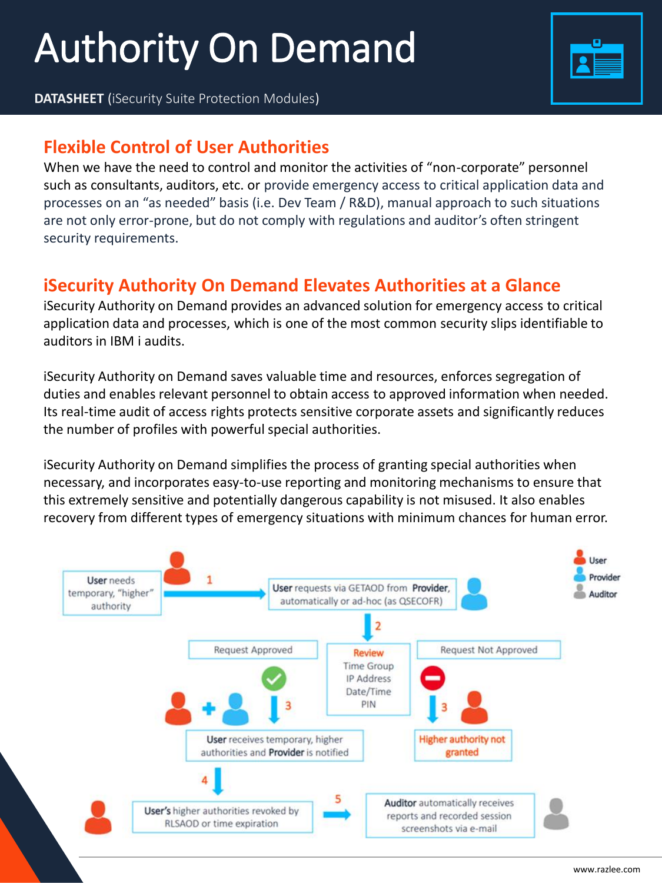# Authority On Demand

**DATASHEET** (iSecurity Suite Protection Modules)

## Flexible Control of User Authorities

When we have the need to control and monitor the activities of "non-corporate" personnel such as consultants, auditors, etc. or provide emergency access to critical application data and processes on an "as needed" basis (i.e. Dev Team / R&D), manual approach to such situations are not only error-prone, but do not comply with regulations and auditor's often stringent security requirements.

## iSecurity Authority On Demand Elevates Authorities at a Glance

iSecurity Authority on Demand provides an advanced solution for emergency access to critical application data and processes, which is one of the most common security slips identifiable to auditors in IBM i audits.

iSecurity Authority on Demand saves valuable time and resources, enforces segregation of duties and enables relevant personnel to obtain access to approved information when needed. Its real-time audit of access rights protects sensitive corporate assets and significantly reduces the number of profiles with powerful special authorities.

iSecurity Authority on Demand simplifies the process of granting special authorities when necessary, and incorporates easy-to-use reporting and monitoring mechanisms to ensure that this extremely sensitive and potentially dangerous capability is not misused. It also enables recovery from different types of emergency situations with minimum chances for human error.

Legend: User, Provider, Auditor

**User** needs temporary, "higher" authority

1 → **User** requests via GETAOD from **Provider**, automatically or ad-hoc (as QSECOFR)

2 → **Review**: Time Group, IP Address, Date/Time, PIN

- Request Approved → 3 → **User** receives temporary, higher authorities and **Provider** is notified
  - 4 → **User's** higher authorities revoked by RLSAOD or time expiration
  - 5 → **Auditor** automatically receives reports and recorded session screenshots via e-mail
- Request Not Approved → 3 → Higher authority not granted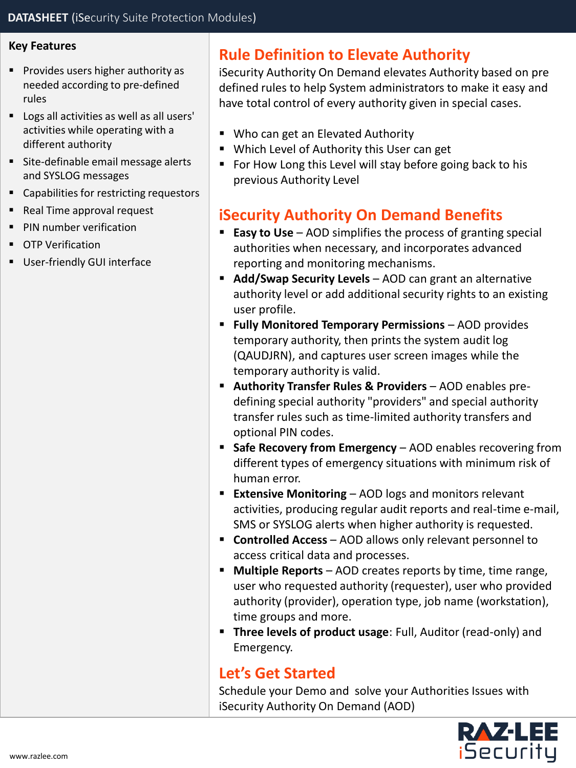## Key Features

- Provides users higher authority as needed according to pre-defined rules
- Logs all activities as well as all users' activities while operating with a different authority
- Site-definable email message alerts and SYSLOG messages
- Capabilities for restricting requestors
- Real Time approval request
- PIN number verification
- OTP Verification
- User-friendly GUI interface

## Rule Definition to Elevate Authority

iSecurity Authority On Demand elevates Authority based on pre defined rules to help System administrators to make it easy and have total control of every authority given in special cases.

- Who can get an Elevated Authority
- Which Level of Authority this User can get
- For How Long this Level will stay before going back to his previous Authority Level

## iSecurity Authority On Demand Benefits

- **Easy to Use** – AOD simplifies the process of granting special authorities when necessary, and incorporates advanced reporting and monitoring mechanisms.
- **Add/Swap Security Levels** – AOD can grant an alternative authority level or add additional security rights to an existing user profile.
- **Fully Monitored Temporary Permissions** – AOD provides temporary authority, then prints the system audit log (QAUDJRN), and captures user screen images while the temporary authority is valid.
- **Authority Transfer Rules & Providers** – AOD enables pre-defining special authority "providers" and special authority transfer rules such as time-limited authority transfers and optional PIN codes.
- **Safe Recovery from Emergency** – AOD enables recovering from different types of emergency situations with minimum risk of human error.
- **Extensive Monitoring** – AOD logs and monitors relevant activities, producing regular audit reports and real-time e-mail, SMS or SYSLOG alerts when higher authority is requested.
- **Controlled Access** – AOD allows only relevant personnel to access critical data and processes.
- **Multiple Reports** – AOD creates reports by time, time range, user who requested authority (requester), user who provided authority (provider), operation type, job name (workstation), time groups and more.
- **Three levels of product usage**: Full, Auditor (read-only) and Emergency.

## Let's Get Started

Schedule your Demo and solve your Authorities Issues with iSecurity Authority On Demand (AOD)

www.razlee.com

RAZ-LEE iSecurity